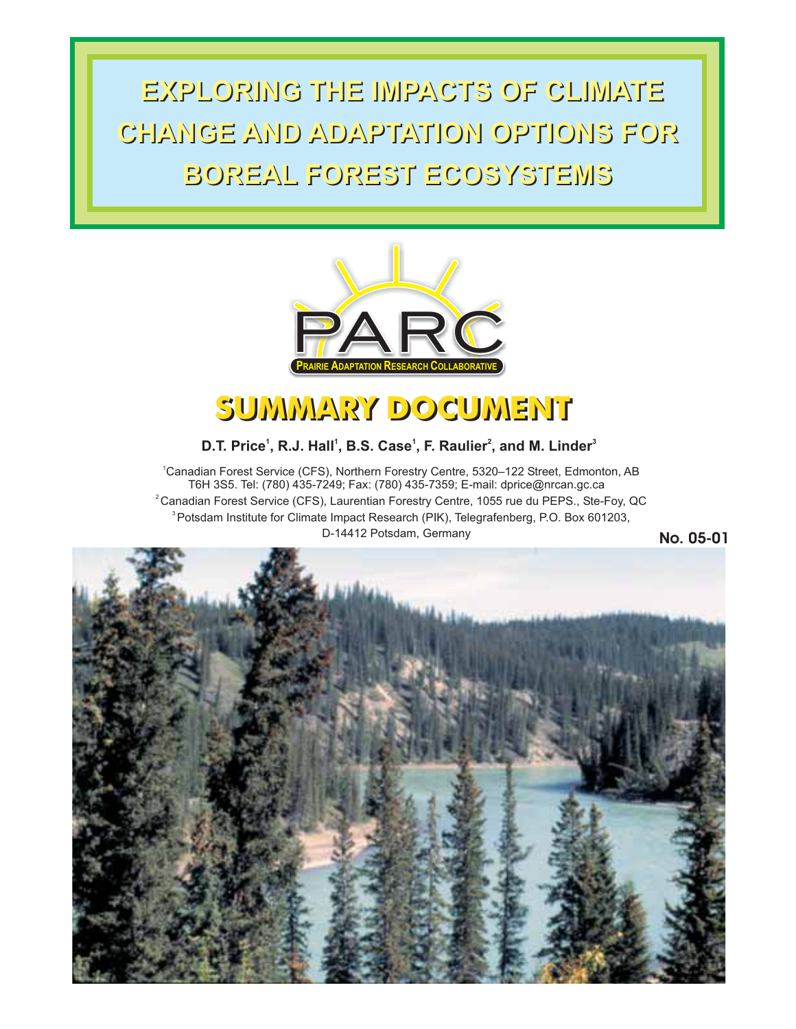# EXPLORING THE IMPACTS OF CLIMATE CHANGE AND ADAPTATION OPTIONS FOR BOREAL FOREST ECOSYSTEMS

PARC

PRAIRIE ADAPTATION RESEARCH COLLABORATIVE

## SUMMARY DOCUMENT

**D.T. Price[1], R.J. Hall[1], B.S. Case[1], F. Raulier[2], and M. Linder[3]**

[1] Canadian Forest Service (CFS), Northern Forestry Centre, 5320–122 Street, Edmonton, AB T6H 3S5. Tel: (780) 435-7249; Fax: (780) 435-7359; E-mail: dprice@nrcan.gc.ca

[2] Canadian Forest Service (CFS), Laurentian Forestry Centre, 1055 rue du PEPS., Ste-Foy, QC

[3] Potsdam Institute for Climate Impact Research (PIK), Telegrafenberg, P.O. Box 601203, D-14412 Potsdam, Germany

**No. 05-01**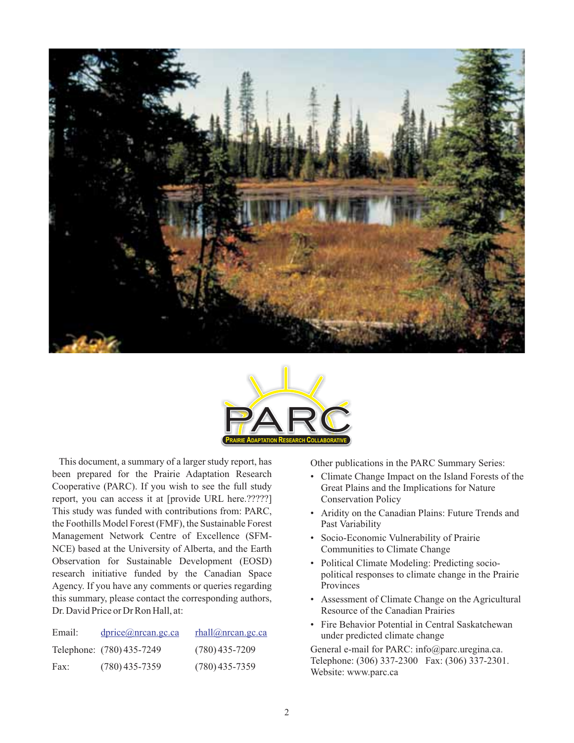This document, a summary of a larger study report, has been prepared for the Prairie Adaptation Research Cooperative (PARC). If you wish to see the full study report, you can access it at [provide URL here.?????] This study was funded with contributions from: PARC, the Foothills Model Forest (FMF), the Sustainable Forest Management Network Centre of Excellence (SFM-NCE) based at the University of Alberta, and the Earth Observation for Sustainable Development (EOSD) research initiative funded by the Canadian Space Agency. If you have any comments or queries regarding this summary, please contact the corresponding authors, Dr. David Price or Dr Ron Hall, at:

| | | |
|---|---|---|
| Email: | dprice@nrcan.gc.ca | rhall@nrcan.gc.ca |
| Telephone: | (780) 435-7249 | (780) 435-7209 |
| Fax: | (780) 435-7359 | (780) 435-7359 |

Other publications in the PARC Summary Series:

- Climate Change Impact on the Island Forests of the Great Plains and the Implications for Nature Conservation Policy
- Aridity on the Canadian Plains: Future Trends and Past Variability
- Socio-Economic Vulnerability of Prairie Communities to Climate Change
- Political Climate Modeling: Predicting socio-political responses to climate change in the Prairie Provinces
- Assessment of Climate Change on the Agricultural Resource of the Canadian Prairies
- Fire Behavior Potential in Central Saskatchewan under predicted climate change

General e-mail for PARC: info@parc.uregina.ca.
Telephone: (306) 337-2300 Fax: (306) 337-2301.
Website: www.parc.ca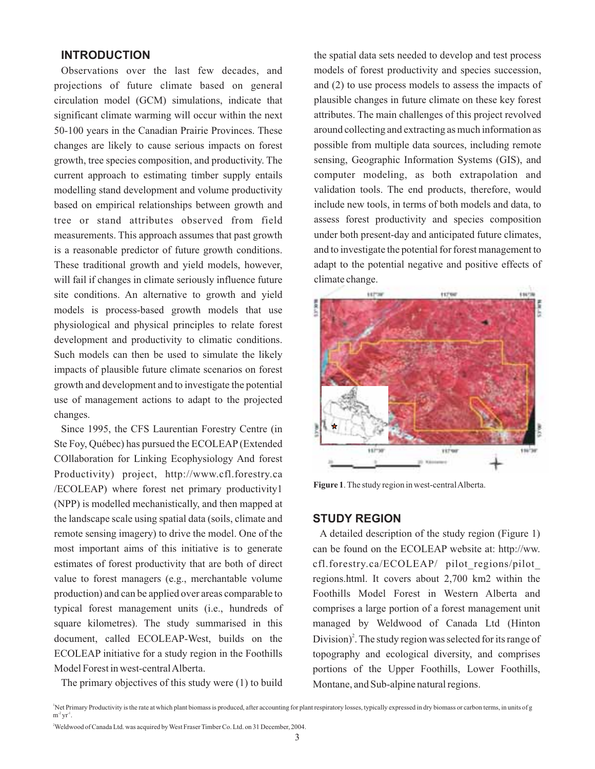## INTRODUCTION

Observations over the last few decades, and projections of future climate based on general circulation model (GCM) simulations, indicate that significant climate warming will occur within the next 50-100 years in the Canadian Prairie Provinces. These changes are likely to cause serious impacts on forest growth, tree species composition, and productivity. The current approach to estimating timber supply entails modelling stand development and volume productivity based on empirical relationships between growth and tree or stand attributes observed from field measurements. This approach assumes that past growth is a reasonable predictor of future growth conditions. These traditional growth and yield models, however, will fail if changes in climate seriously influence future site conditions. An alternative to growth and yield models is process-based growth models that use physiological and physical principles to relate forest development and productivity to climatic conditions. Such models can then be used to simulate the likely impacts of plausible future climate scenarios on forest growth and development and to investigate the potential use of management actions to adapt to the projected changes.

Since 1995, the CFS Laurentian Forestry Centre (in Ste Foy, Québec) has pursued the ECOLEAP (Extended COllaboration for Linking Ecophysiology And forest Productivity) project, http://www.cfl.forestry.ca/ECOLEAP) where forest net primary productivity[1] (NPP) is modelled mechanistically, and then mapped at the landscape scale using spatial data (soils, climate and remote sensing imagery) to drive the model. One of the most important aims of this initiative is to generate estimates of forest productivity that are both of direct value to forest managers (e.g., merchantable volume production) and can be applied over areas comparable to typical forest management units (i.e., hundreds of square kilometres). The study summarised in this document, called ECOLEAP-West, builds on the ECOLEAP initiative for a study region in the Foothills Model Forest in west-central Alberta.

The primary objectives of this study were (1) to build the spatial data sets needed to develop and test process models of forest productivity and species succession, and (2) to use process models to assess the impacts of plausible changes in future climate on these key forest attributes. The main challenges of this project revolved around collecting and extracting as much information as possible from multiple data sources, including remote sensing, Geographic Information Systems (GIS), and computer modeling, as both extrapolation and validation tools. The end products, therefore, would include new tools, in terms of both models and data, to assess forest productivity and species composition under both present-day and anticipated future climates, and to investigate the potential for forest management to adapt to the potential negative and positive effects of climate change.

**Figure 1**. The study region in west-central Alberta.

## STUDY REGION

A detailed description of the study region (Figure 1) can be found on the ECOLEAP website at: http://ww.cfl.forestry.ca/ECOLEAP/ pilot_regions/pilot_regions.html. It covers about 2,700 km2 within the Foothills Model Forest in Western Alberta and comprises a large portion of a forest management unit managed by Weldwood of Canada Ltd (Hinton Division)[2]. The study region was selected for its range of topography and ecological diversity, and comprises portions of the Upper Foothills, Lower Foothills, Montane, and Sub-alpine natural regions.

[1]Net Primary Productivity is the rate at which plant biomass is produced, after accounting for plant respiratory losses, typically expressed in dry biomass or carbon terms, in units of g $m^{-2}$ $yr^{-1}$.

[2]Weldwood of Canada Ltd. was acquired by West Fraser Timber Co. Ltd. on 31 December, 2004.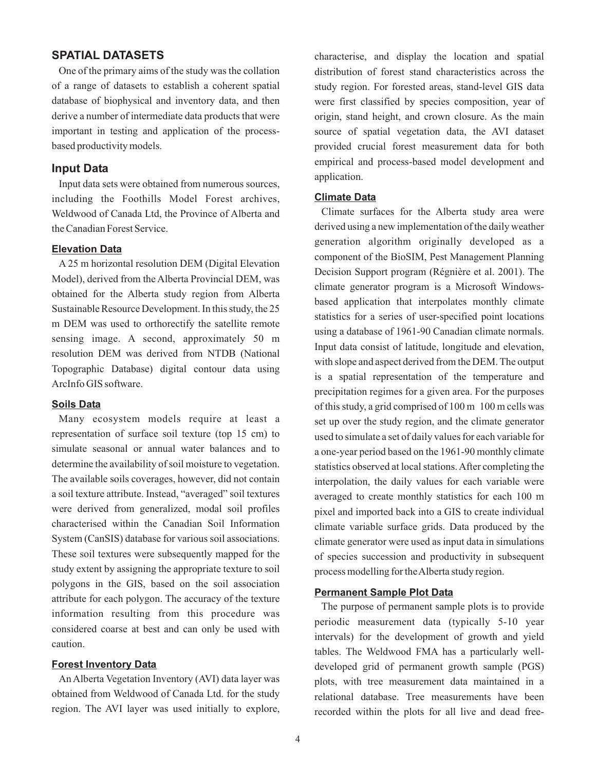## SPATIAL DATASETS

One of the primary aims of the study was the collation of a range of datasets to establish a coherent spatial database of biophysical and inventory data, and then derive a number of intermediate data products that were important in testing and application of the process-based productivity models.

### Input Data

Input data sets were obtained from numerous sources, including the Foothills Model Forest archives, Weldwood of Canada Ltd, the Province of Alberta and the Canadian Forest Service.

#### Elevation Data

A 25 m horizontal resolution DEM (Digital Elevation Model), derived from the Alberta Provincial DEM, was obtained for the Alberta study region from Alberta Sustainable Resource Development. In this study, the 25 m DEM was used to orthorectify the satellite remote sensing image. A second, approximately 50 m resolution DEM was derived from NTDB (National Topographic Database) digital contour data using ArcInfo GIS software.

#### Soils Data

Many ecosystem models require at least a representation of surface soil texture (top 15 cm) to simulate seasonal or annual water balances and to determine the availability of soil moisture to vegetation. The available soils coverages, however, did not contain a soil texture attribute. Instead, "averaged" soil textures were derived from generalized, modal soil profiles characterised within the Canadian Soil Information System (CanSIS) database for various soil associations. These soil textures were subsequently mapped for the study extent by assigning the appropriate texture to soil polygons in the GIS, based on the soil association attribute for each polygon. The accuracy of the texture information resulting from this procedure was considered coarse at best and can only be used with caution.

#### Forest Inventory Data

An Alberta Vegetation Inventory (AVI) data layer was obtained from Weldwood of Canada Ltd. for the study region. The AVI layer was used initially to explore, characterise, and display the location and spatial distribution of forest stand characteristics across the study region. For forested areas, stand-level GIS data were first classified by species composition, year of origin, stand height, and crown closure. As the main source of spatial vegetation data, the AVI dataset provided crucial forest measurement data for both empirical and process-based model development and application.

#### Climate Data

Climate surfaces for the Alberta study area were derived using a new implementation of the daily weather generation algorithm originally developed as a component of the BioSIM, Pest Management Planning Decision Support program (Régnière et al. 2001). The climate generator program is a Microsoft Windows-based application that interpolates monthly climate statistics for a series of user-specified point locations using a database of 1961-90 Canadian climate normals. Input data consist of latitude, longitude and elevation, with slope and aspect derived from the DEM. The output is a spatial representation of the temperature and precipitation regimes for a given area. For the purposes of this study, a grid comprised of 100 m  100 m cells was set up over the study region, and the climate generator used to simulate a set of daily values for each variable for a one-year period based on the 1961-90 monthly climate statistics observed at local stations. After completing the interpolation, the daily values for each variable were averaged to create monthly statistics for each 100 m pixel and imported back into a GIS to create individual climate variable surface grids. Data produced by the climate generator were used as input data in simulations of species succession and productivity in subsequent process modelling for the Alberta study region.

#### Permanent Sample Plot Data

The purpose of permanent sample plots is to provide periodic measurement data (typically 5-10 year intervals) for the development of growth and yield tables. The Weldwood FMA has a particularly well-developed grid of permanent growth sample (PGS) plots, with tree measurement data maintained in a relational database. Tree measurements have been recorded within the plots for all live and dead free-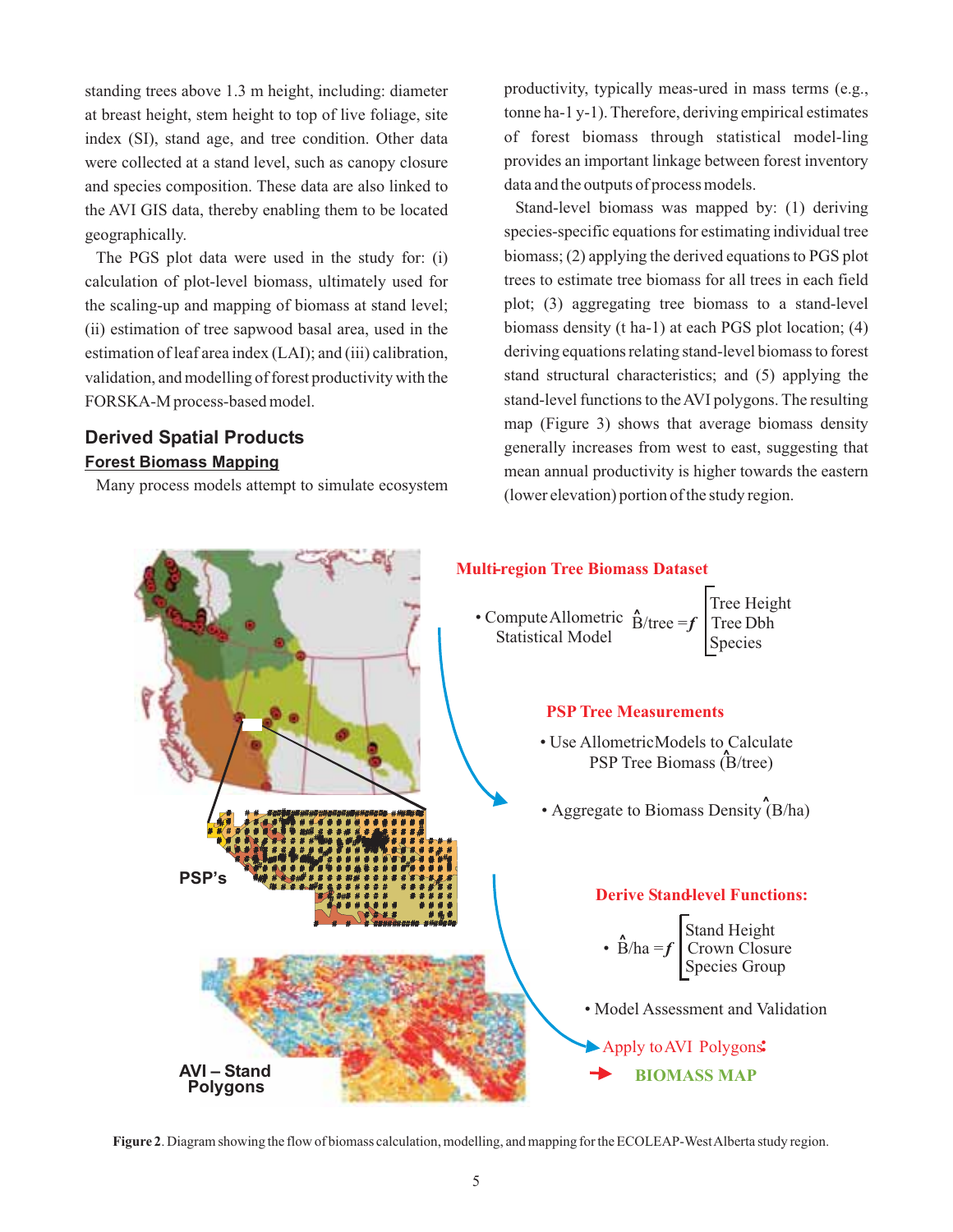standing trees above 1.3 m height, including: diameter at breast height, stem height to top of live foliage, site index (SI), stand age, and tree condition. Other data were collected at a stand level, such as canopy closure and species composition. These data are also linked to the AVI GIS data, thereby enabling them to be located geographically.

The PGS plot data were used in the study for: (i) calculation of plot-level biomass, ultimately used for the scaling-up and mapping of biomass at stand level; (ii) estimation of tree sapwood basal area, used in the estimation of leaf area index (LAI); and (iii) calibration, validation, and modelling of forest productivity with the FORSKA-M process-based model.

## Derived Spatial Products

### Forest Biomass Mapping

Many process models attempt to simulate ecosystem productivity, typically meas-ured in mass terms (e.g., tonne ha-1 y-1). Therefore, deriving empirical estimates of forest biomass through statistical model-ling provides an important linkage between forest inventory data and the outputs of process models.

Stand-level biomass was mapped by: (1) deriving species-specific equations for estimating individual tree biomass; (2) applying the derived equations to PGS plot trees to estimate tree biomass for all trees in each field plot; (3) aggregating tree biomass to a stand-level biomass density (t ha-1) at each PGS plot location; (4) deriving equations relating stand-level biomass to forest stand structural characteristics; and (5) applying the stand-level functions to the AVI polygons. The resulting map (Figure 3) shows that average biomass density generally increases from west to east, suggesting that mean annual productivity is higher towards the eastern (lower elevation) portion of the study region.

**Multi-region Tree Biomass Dataset**

- Compute Allometric Statistical Model $\hat{B}/\text{tree} = f$ [Tree Height, Tree Dbh, Species]

**PSP Tree Measurements**

- Use Allometric Models to Calculate PSP Tree Biomass ($\hat{B}$/tree)
- Aggregate to Biomass Density ($\hat{B}$/ha)

**Derive Stand-level Functions:**

- $\hat{B}/\text{ha} = f$ [Stand Height, Crown Closure, Species Group]
- Model Assessment and Validation

Apply to AVI Polygons → BIOMASS MAP

PSP's

AVI – Stand Polygons

**Figure 2**. Diagram showing the flow of biomass calculation, modelling, and mapping for the ECOLEAP-West Alberta study region.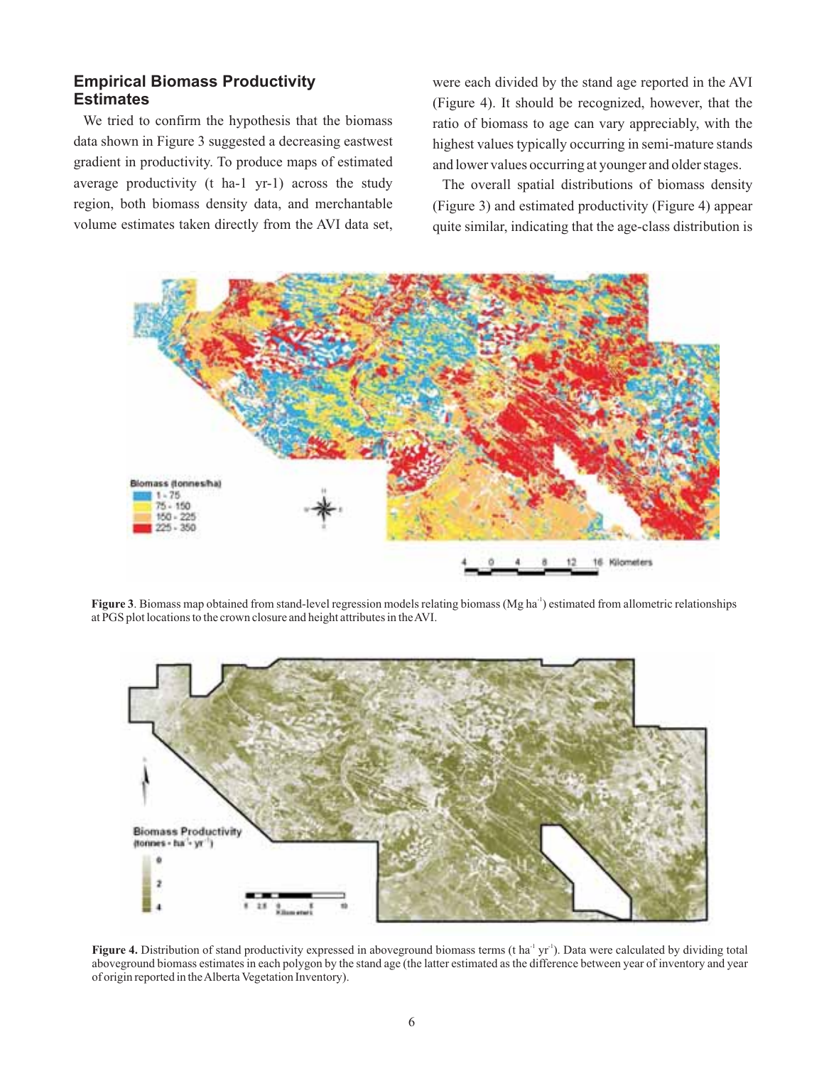## Empirical Biomass Productivity Estimates

We tried to confirm the hypothesis that the biomass data shown in Figure 3 suggested a decreasing eastwest gradient in productivity. To produce maps of estimated average productivity (t ha-1 yr-1) across the study region, both biomass density data, and merchantable volume estimates taken directly from the AVI data set, were each divided by the stand age reported in the AVI (Figure 4). It should be recognized, however, that the ratio of biomass to age can vary appreciably, with the highest values typically occurring in semi-mature stands and lower values occurring at younger and older stages.

The overall spatial distributions of biomass density (Figure 3) and estimated productivity (Figure 4) appear quite similar, indicating that the age-class distribution is

**Figure 3**. Biomass map obtained from stand-level regression models relating biomass (Mg $ha^{-1}$) estimated from allometric relationships at PGS plot locations to the crown closure and height attributes in the AVI.

**Figure 4.** Distribution of stand productivity expressed in aboveground biomass terms (t $ha^{-1}$ $yr^{-1}$). Data were calculated by dividing total aboveground biomass estimates in each polygon by the stand age (the latter estimated as the difference between year of inventory and year of origin reported in the Alberta Vegetation Inventory).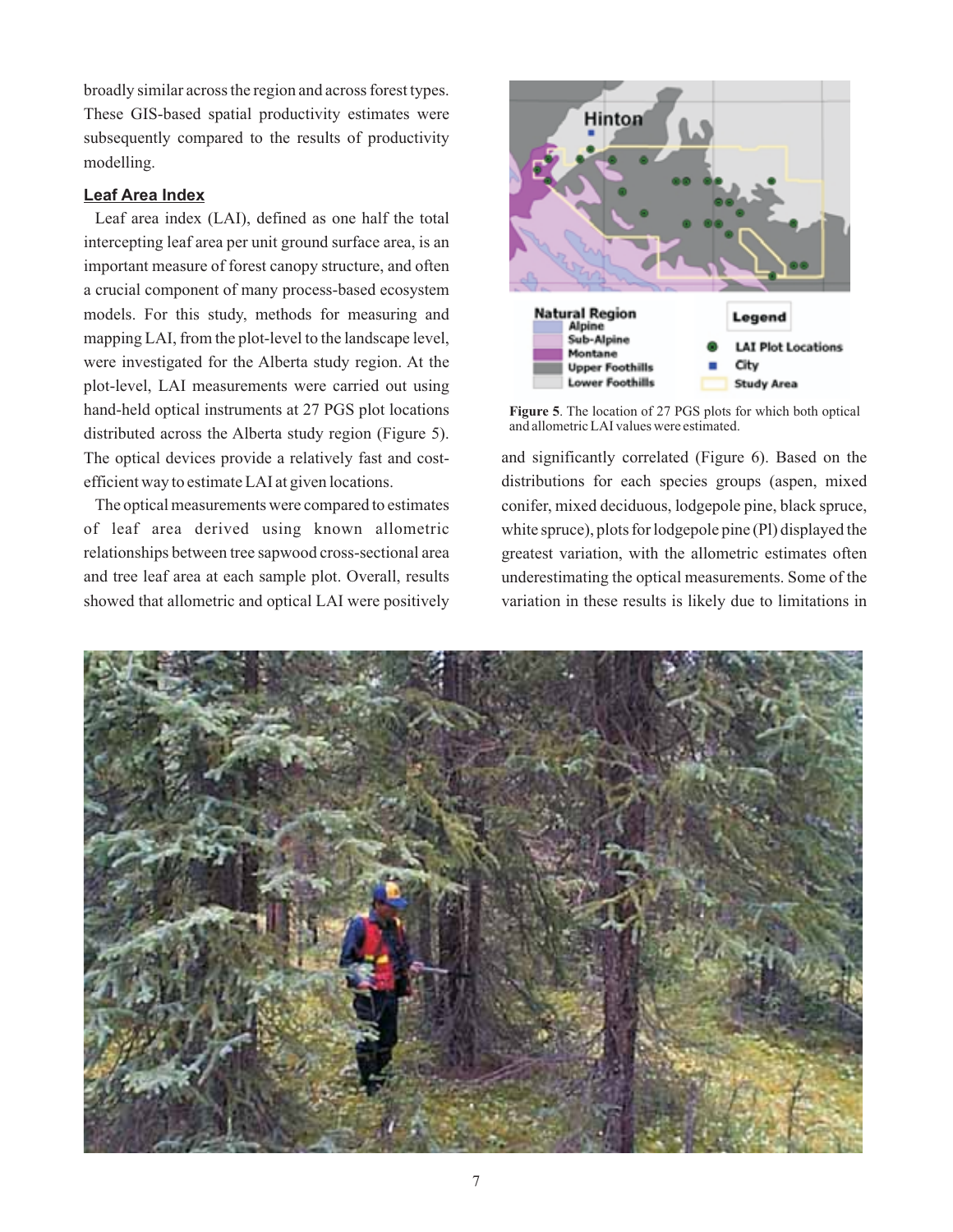broadly similar across the region and across forest types. These GIS-based spatial productivity estimates were subsequently compared to the results of productivity modelling.

## Leaf Area Index

Leaf area index (LAI), defined as one half the total intercepting leaf area per unit ground surface area, is an important measure of forest canopy structure, and often a crucial component of many process-based ecosystem models. For this study, methods for measuring and mapping LAI, from the plot-level to the landscape level, were investigated for the Alberta study region. At the plot-level, LAI measurements were carried out using hand-held optical instruments at 27 PGS plot locations distributed across the Alberta study region (Figure 5). The optical devices provide a relatively fast and cost-efficient way to estimate LAI at given locations.

The optical measurements were compared to estimates of leaf area derived using known allometric relationships between tree sapwood cross-sectional area and tree leaf area at each sample plot. Overall, results showed that allometric and optical LAI were positively and significantly correlated (Figure 6). Based on the distributions for each species groups (aspen, mixed conifer, mixed deciduous, lodgepole pine, black spruce, white spruce), plots for lodgepole pine (Pl) displayed the greatest variation, with the allometric estimates often underestimating the optical measurements. Some of the variation in these results is likely due to limitations in

**Figure 5**. The location of 27 PGS plots for which both optical and allometric LAI values were estimated.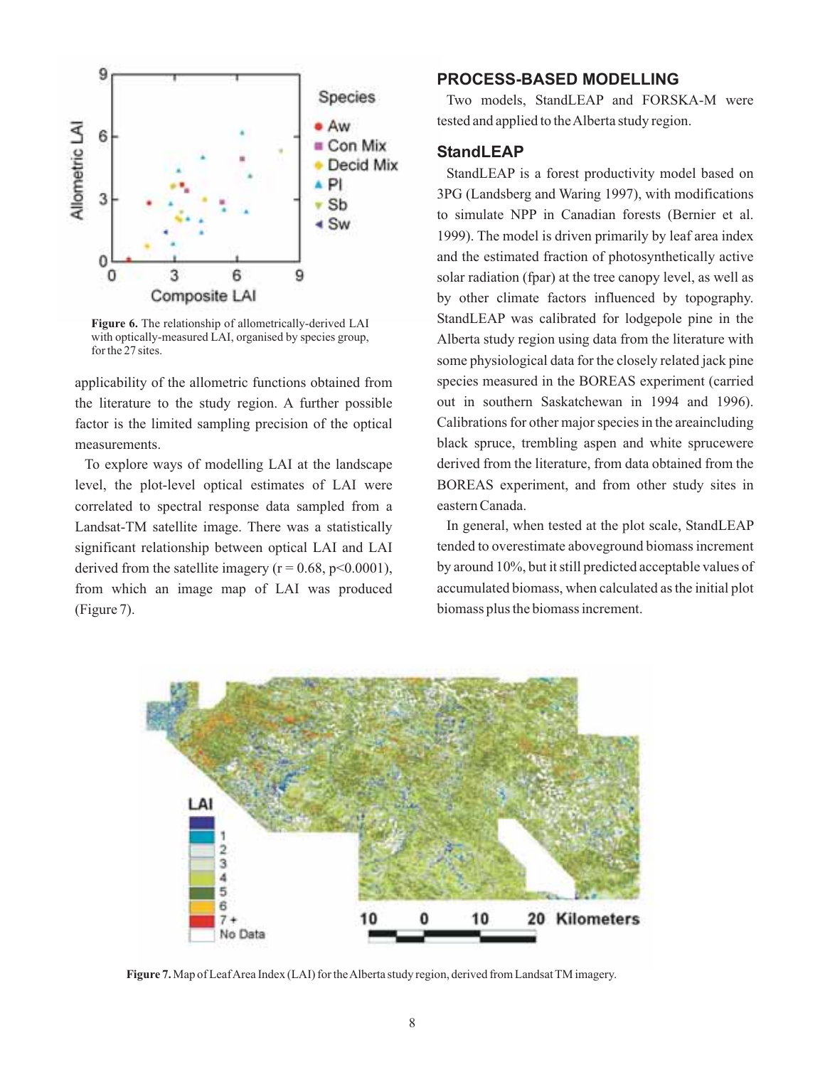**Figure 6.** The relationship of allometrically-derived LAI with optically-measured LAI, organised by species group, for the 27 sites.

applicability of the allometric functions obtained from the literature to the study region. A further possible factor is the limited sampling precision of the optical measurements.

To explore ways of modelling LAI at the landscape level, the plot-level optical estimates of LAI were correlated to spectral response data sampled from a Landsat-TM satellite image. There was a statistically significant relationship between optical LAI and LAI derived from the satellite imagery ($r = 0.68$, $p<0.0001$), from which an image map of LAI was produced (Figure 7).

## PROCESS-BASED MODELLING

Two models, StandLEAP and FORSKA-M were tested and applied to the Alberta study region.

### StandLEAP

StandLEAP is a forest productivity model based on 3PG (Landsberg and Waring 1997), with modifications to simulate NPP in Canadian forests (Bernier et al. 1999). The model is driven primarily by leaf area index and the estimated fraction of photosynthetically active solar radiation (fpar) at the tree canopy level, as well as by other climate factors influenced by topography. StandLEAP was calibrated for lodgepole pine in the Alberta study region using data from the literature with some physiological data for the closely related jack pine species measured in the BOREAS experiment (carried out in southern Saskatchewan in 1994 and 1996). Calibrations for other major species in the areaincluding black spruce, trembling aspen and white sprucewere derived from the literature, from data obtained from the BOREAS experiment, and from other study sites in eastern Canada.

In general, when tested at the plot scale, StandLEAP tended to overestimate aboveground biomass increment by around 10%, but it still predicted acceptable values of accumulated biomass, when calculated as the initial plot biomass plus the biomass increment.

**Figure 7.** Map of Leaf Area Index (LAI) for the Alberta study region, derived from Landsat TM imagery.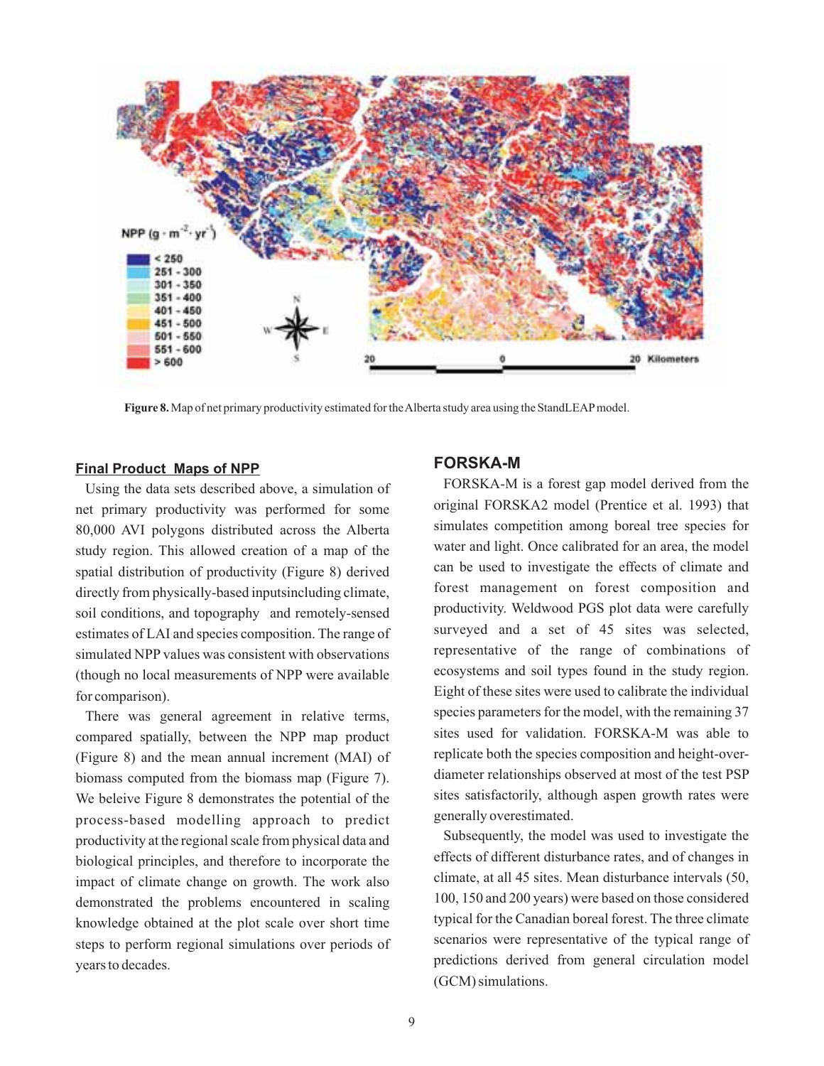Figure 8. Map of net primary productivity estimated for the Alberta study area using the StandLEAP model.

## Final Product Maps of NPP

Using the data sets described above, a simulation of net primary productivity was performed for some 80,000 AVI polygons distributed across the Alberta study region. This allowed creation of a map of the spatial distribution of productivity (Figure 8) derived directly from physically-based inputsincluding climate, soil conditions, and topography and remotely-sensed estimates of LAI and species composition. The range of simulated NPP values was consistent with observations (though no local measurements of NPP were available for comparison).

There was general agreement in relative terms, compared spatially, between the NPP map product (Figure 8) and the mean annual increment (MAI) of biomass computed from the biomass map (Figure 7). We beleive Figure 8 demonstrates the potential of the process-based modelling approach to predict productivity at the regional scale from physical data and biological principles, and therefore to incorporate the impact of climate change on growth. The work also demonstrated the problems encountered in scaling knowledge obtained at the plot scale over short time steps to perform regional simulations over periods of years to decades.

## FORSKA-M

FORSKA-M is a forest gap model derived from the original FORSKA2 model (Prentice et al. 1993) that simulates competition among boreal tree species for water and light. Once calibrated for an area, the model can be used to investigate the effects of climate and forest management on forest composition and productivity. Weldwood PGS plot data were carefully surveyed and a set of 45 sites was selected, representative of the range of combinations of ecosystems and soil types found in the study region. Eight of these sites were used to calibrate the individual species parameters for the model, with the remaining 37 sites used for validation. FORSKA-M was able to replicate both the species composition and height-over-diameter relationships observed at most of the test PSP sites satisfactorily, although aspen growth rates were generally overestimated.

Subsequently, the model was used to investigate the effects of different disturbance rates, and of changes in climate, at all 45 sites. Mean disturbance intervals (50, 100, 150 and 200 years) were based on those considered typical for the Canadian boreal forest. The three climate scenarios were representative of the typical range of predictions derived from general circulation model (GCM) simulations.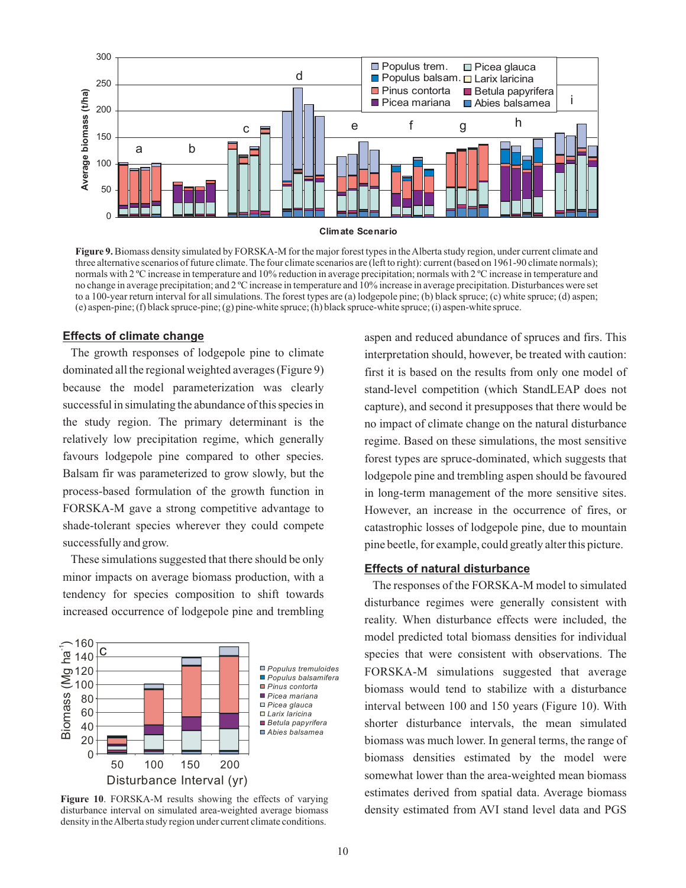**Figure 9.** Biomass density simulated by FORSKA-M for the major forest types in the Alberta study region, under current climate and three alternative scenarios of future climate. The four climate scenarios are (left to right): current (based on 1961-90 climate normals); normals with 2 ºC increase in temperature and 10% reduction in average precipitation; normals with 2 ºC increase in temperature and no change in average precipitation; and 2 ºC increase in temperature and 10% increase in average precipitation. Disturbances were set to a 100-year return interval for all simulations. The forest types are (a) lodgepole pine; (b) black spruce; (c) white spruce; (d) aspen; (e) aspen-pine; (f) black spruce-pine; (g) pine-white spruce; (h) black spruce-white spruce; (i) aspen-white spruce.

## Effects of climate change

The growth responses of lodgepole pine to climate dominated all the regional weighted averages (Figure 9) because the model parameterization was clearly successful in simulating the abundance of this species in the study region. The primary determinant is the relatively low precipitation regime, which generally favours lodgepole pine compared to other species. Balsam fir was parameterized to grow slowly, but the process-based formulation of the growth function in FORSKA-M gave a strong competitive advantage to shade-tolerant species wherever they could compete successfully and grow.

These simulations suggested that there should be only minor impacts on average biomass production, with a tendency for species composition to shift towards increased occurrence of lodgepole pine and trembling aspen and reduced abundance of spruces and firs. This interpretation should, however, be treated with caution: first it is based on the results from only one model of stand-level competition (which StandLEAP does not capture), and second it presupposes that there would be no impact of climate change on the natural disturbance regime. Based on these simulations, the most sensitive forest types are spruce-dominated, which suggests that lodgepole pine and trembling aspen should be favoured in long-term management of the more sensitive sites. However, an increase in the occurrence of fires, or catastrophic losses of lodgepole pine, due to mountain pine beetle, for example, could greatly alter this picture.

**Figure 10**. FORSKA-M results showing the effects of varying disturbance interval on simulated area-weighted average biomass density in the Alberta study region under current climate conditions.

## Effects of natural disturbance

The responses of the FORSKA-M model to simulated disturbance regimes were generally consistent with reality. When disturbance effects were included, the model predicted total biomass densities for individual species that were consistent with observations. The FORSKA-M simulations suggested that average biomass would tend to stabilize with a disturbance interval between 100 and 150 years (Figure 10). With shorter disturbance intervals, the mean simulated biomass was much lower. In general terms, the range of biomass densities estimated by the model were somewhat lower than the area-weighted mean biomass estimates derived from spatial data. Average biomass density estimated from AVI stand level data and PGS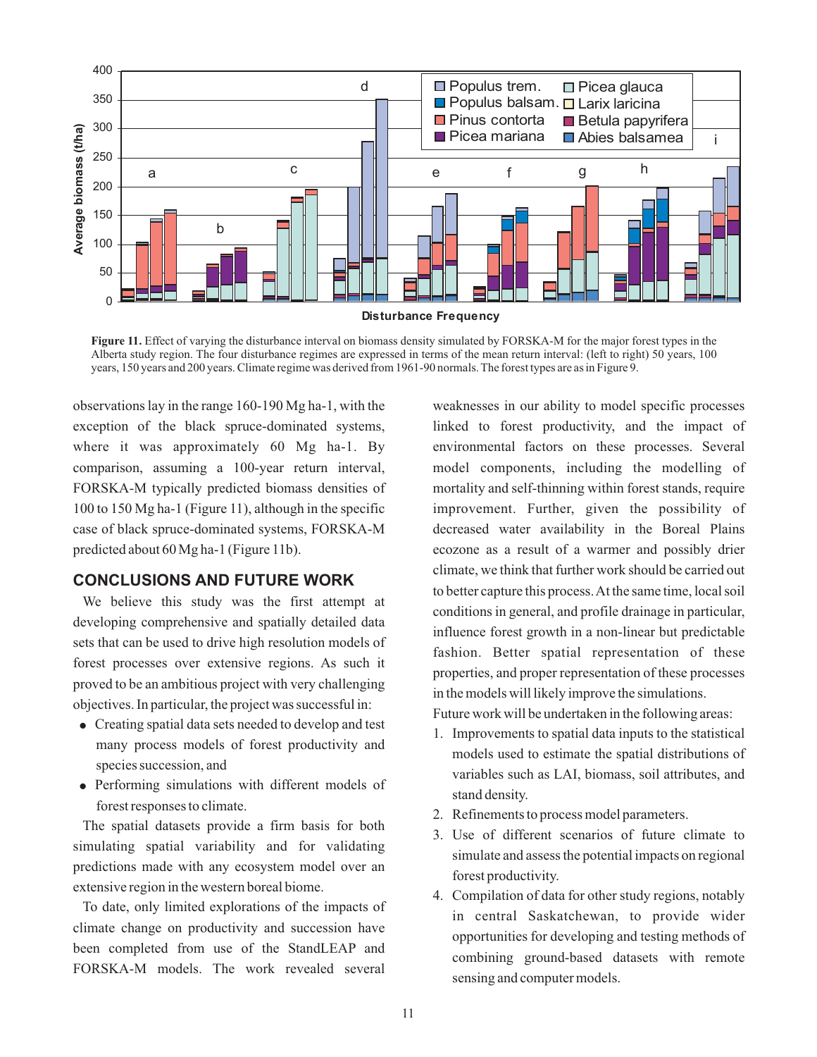**Figure 11.** Effect of varying the disturbance interval on biomass density simulated by FORSKA-M for the major forest types in the Alberta study region. The four disturbance regimes are expressed in terms of the mean return interval: (left to right) 50 years, 100 years, 150 years and 200 years. Climate regime was derived from 1961-90 normals. The forest types are as in Figure 9.

observations lay in the range 160-190 Mg ha-1, with the exception of the black spruce-dominated systems, where it was approximately 60 Mg ha-1. By comparison, assuming a 100-year return interval, FORSKA-M typically predicted biomass densities of 100 to 150 Mg ha-1 (Figure 11), although in the specific case of black spruce-dominated systems, FORSKA-M predicted about 60 Mg ha-1 (Figure 11b).

## CONCLUSIONS AND FUTURE WORK

We believe this study was the first attempt at developing comprehensive and spatially detailed data sets that can be used to drive high resolution models of forest processes over extensive regions. As such it proved to be an ambitious project with very challenging objectives. In particular, the project was successful in:

- Creating spatial data sets needed to develop and test many process models of forest productivity and species succession, and
- Performing simulations with different models of forest responses to climate.

The spatial datasets provide a firm basis for both simulating spatial variability and for validating predictions made with any ecosystem model over an extensive region in the western boreal biome.

To date, only limited explorations of the impacts of climate change on productivity and succession have been completed from use of the StandLEAP and FORSKA-M models. The work revealed several weaknesses in our ability to model specific processes linked to forest productivity, and the impact of environmental factors on these processes. Several model components, including the modelling of mortality and self-thinning within forest stands, require improvement. Further, given the possibility of decreased water availability in the Boreal Plains ecozone as a result of a warmer and possibly drier climate, we think that further work should be carried out to better capture this process. At the same time, local soil conditions in general, and profile drainage in particular, influence forest growth in a non-linear but predictable fashion. Better spatial representation of these properties, and proper representation of these processes in the models will likely improve the simulations.

Future work will be undertaken in the following areas:

1. Improvements to spatial data inputs to the statistical models used to estimate the spatial distributions of variables such as LAI, biomass, soil attributes, and stand density.
2. Refinements to process model parameters.
3. Use of different scenarios of future climate to simulate and assess the potential impacts on regional forest productivity.
4. Compilation of data for other study regions, notably in central Saskatchewan, to provide wider opportunities for developing and testing methods of combining ground-based datasets with remote sensing and computer models.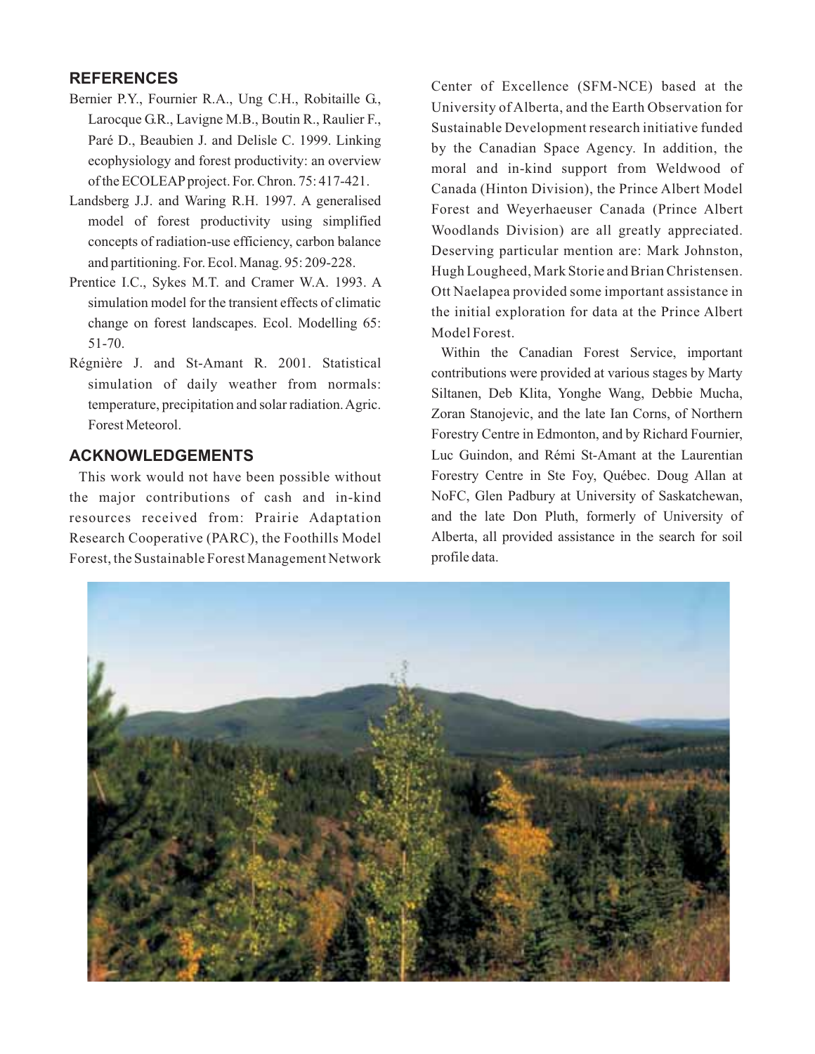## REFERENCES

Bernier P.Y., Fournier R.A., Ung C.H., Robitaille G., Larocque G.R., Lavigne M.B., Boutin R., Raulier F., Paré D., Beaubien J. and Delisle C. 1999. Linking ecophysiology and forest productivity: an overview of the ECOLEAP project. For. Chron. 75: 417-421.

Landsberg J.J. and Waring R.H. 1997. A generalised model of forest productivity using simplified concepts of radiation-use efficiency, carbon balance and partitioning. For. Ecol. Manag. 95: 209-228.

Prentice I.C., Sykes M.T. and Cramer W.A. 1993. A simulation model for the transient effects of climatic change on forest landscapes. Ecol. Modelling 65: 51-70.

Régnière J. and St-Amant R. 2001. Statistical simulation of daily weather from normals: temperature, precipitation and solar radiation. Agric. Forest Meteorol.

## ACKNOWLEDGEMENTS

This work would not have been possible without the major contributions of cash and in-kind resources received from: Prairie Adaptation Research Cooperative (PARC), the Foothills Model Forest, the Sustainable Forest Management Network Center of Excellence (SFM-NCE) based at the University of Alberta, and the Earth Observation for Sustainable Development research initiative funded by the Canadian Space Agency. In addition, the moral and in-kind support from Weldwood of Canada (Hinton Division), the Prince Albert Model Forest and Weyerhaeuser Canada (Prince Albert Woodlands Division) are all greatly appreciated. Deserving particular mention are: Mark Johnston, Hugh Lougheed, Mark Storie and Brian Christensen. Ott Naelapea provided some important assistance in the initial exploration for data at the Prince Albert Model Forest.

Within the Canadian Forest Service, important contributions were provided at various stages by Marty Siltanen, Deb Klita, Yonghe Wang, Debbie Mucha, Zoran Stanojevic, and the late Ian Corns, of Northern Forestry Centre in Edmonton, and by Richard Fournier, Luc Guindon, and Rémi St-Amant at the Laurentian Forestry Centre in Ste Foy, Québec. Doug Allan at NoFC, Glen Padbury at University of Saskatchewan, and the late Don Pluth, formerly of University of Alberta, all provided assistance in the search for soil profile data.